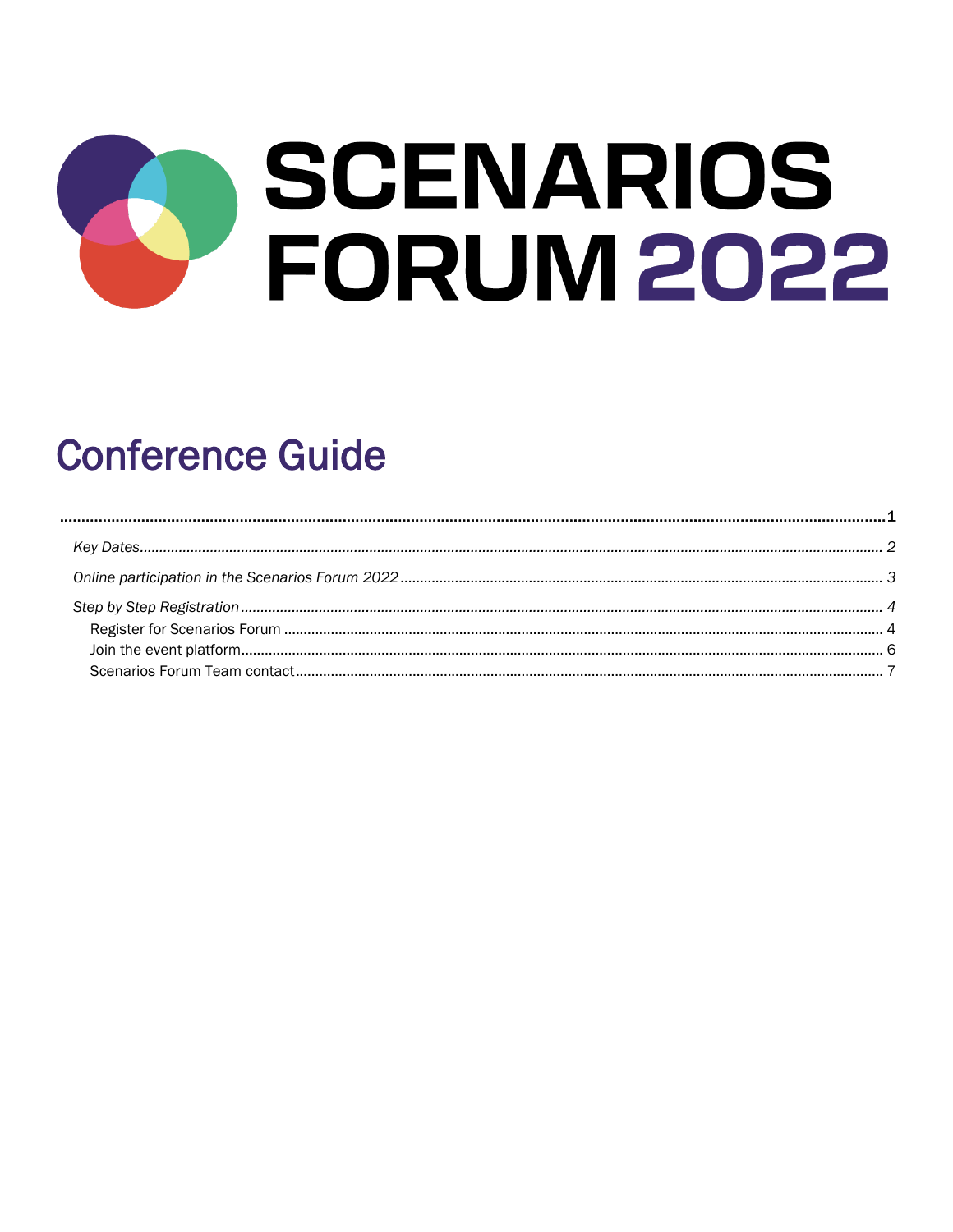# SCENARIOS FORUM 2022

## Conference Guide

.......................................................................................................................................... 1

*Key Dates* ........................................................................................................................................ *2*

*Online participation in the Scenarios Forum 2022* ............................................................................ *3*

*Step by Step Registration* ................................................................................................................. *4*

Register for Scenarios Forum ............................................................................................................ 4

Join the event platform ...................................................................................................................... 6

Scenarios Forum Team contact .......................................................................................................... 7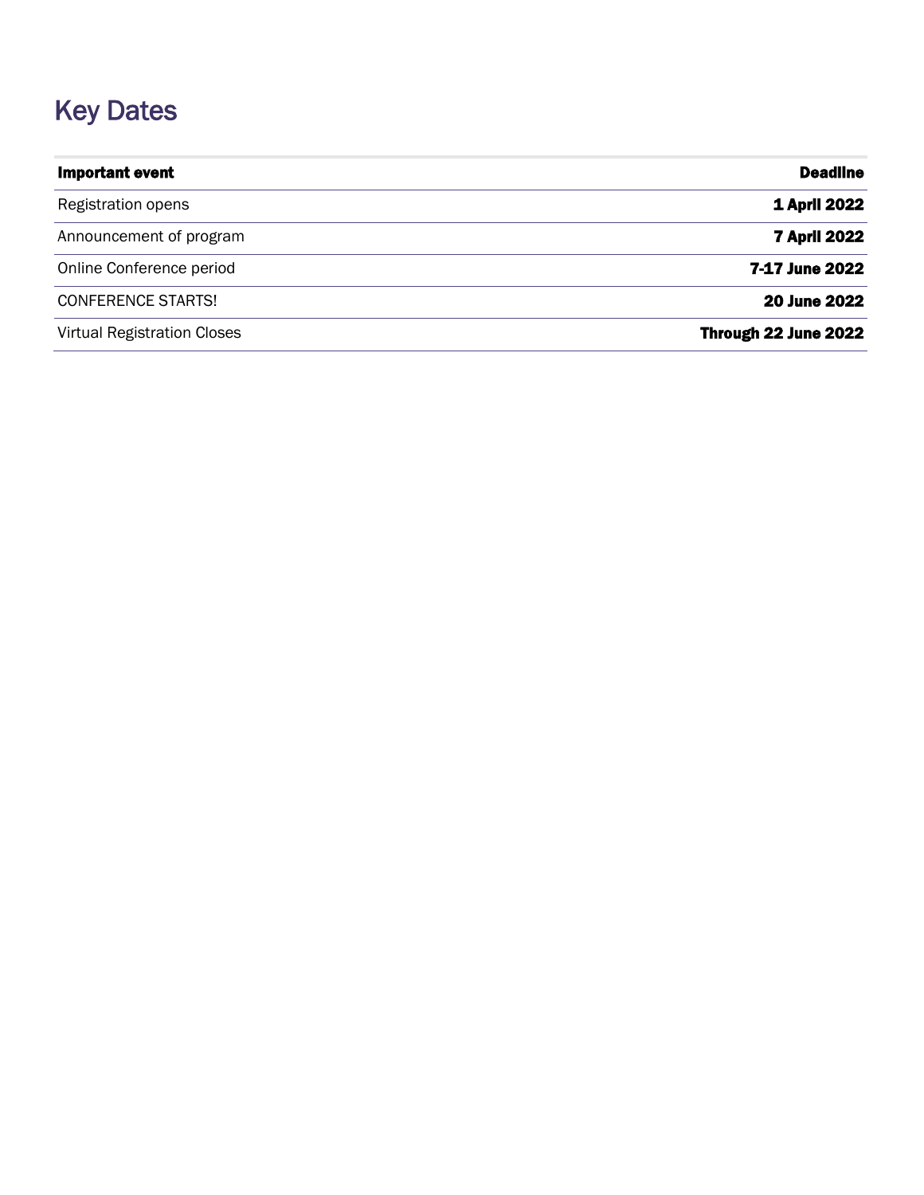## Key Dates

| Important event | Deadline |
|---|---|
| Registration opens | **1 April 2022** |
| Announcement of program | **7 April 2022** |
| Online Conference period | **7-17 June 2022** |
| CONFERENCE STARTS! | **20 June 2022** |
| Virtual Registration Closes | **Through 22 June 2022** |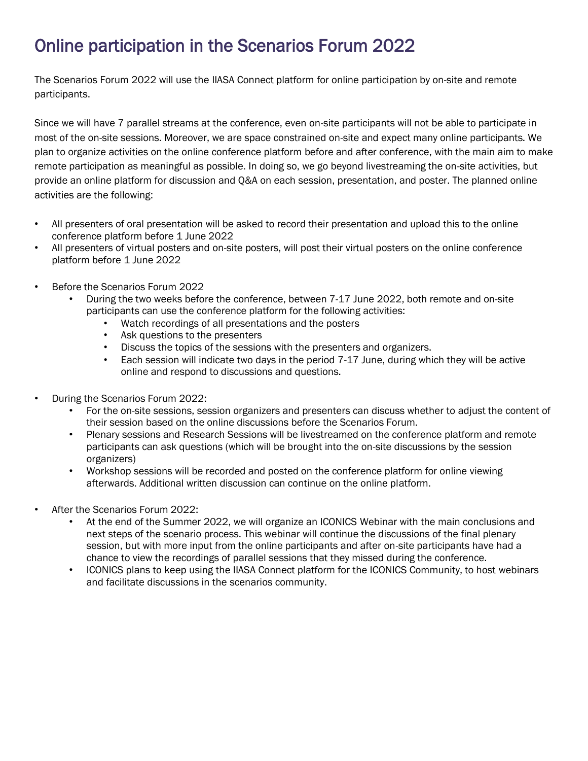# Online participation in the Scenarios Forum 2022

The Scenarios Forum 2022 will use the IIASA Connect platform for online participation by on-site and remote participants.

Since we will have 7 parallel streams at the conference, even on-site participants will not be able to participate in most of the on-site sessions. Moreover, we are space constrained on-site and expect many online participants. We plan to organize activities on the online conference platform before and after conference, with the main aim to make remote participation as meaningful as possible. In doing so, we go beyond livestreaming the on-site activities, but provide an online platform for discussion and Q&A on each session, presentation, and poster. The planned online activities are the following:

- All presenters of oral presentation will be asked to record their presentation and upload this to the online conference platform before 1 June 2022
- All presenters of virtual posters and on-site posters, will post their virtual posters on the online conference platform before 1 June 2022

- Before the Scenarios Forum 2022
  - During the two weeks before the conference, between 7-17 June 2022, both remote and on-site participants can use the conference platform for the following activities:
    - Watch recordings of all presentations and the posters
    - Ask questions to the presenters
    - Discuss the topics of the sessions with the presenters and organizers.
    - Each session will indicate two days in the period 7-17 June, during which they will be active online and respond to discussions and questions.

- During the Scenarios Forum 2022:
  - For the on-site sessions, session organizers and presenters can discuss whether to adjust the content of their session based on the online discussions before the Scenarios Forum.
  - Plenary sessions and Research Sessions will be livestreamed on the conference platform and remote participants can ask questions (which will be brought into the on-site discussions by the session organizers)
  - Workshop sessions will be recorded and posted on the conference platform for online viewing afterwards. Additional written discussion can continue on the online platform.

- After the Scenarios Forum 2022:
  - At the end of the Summer 2022, we will organize an ICONICS Webinar with the main conclusions and next steps of the scenario process. This webinar will continue the discussions of the final plenary session, but with more input from the online participants and after on-site participants have had a chance to view the recordings of parallel sessions that they missed during the conference.
  - ICONICS plans to keep using the IIASA Connect platform for the ICONICS Community, to host webinars and facilitate discussions in the scenarios community.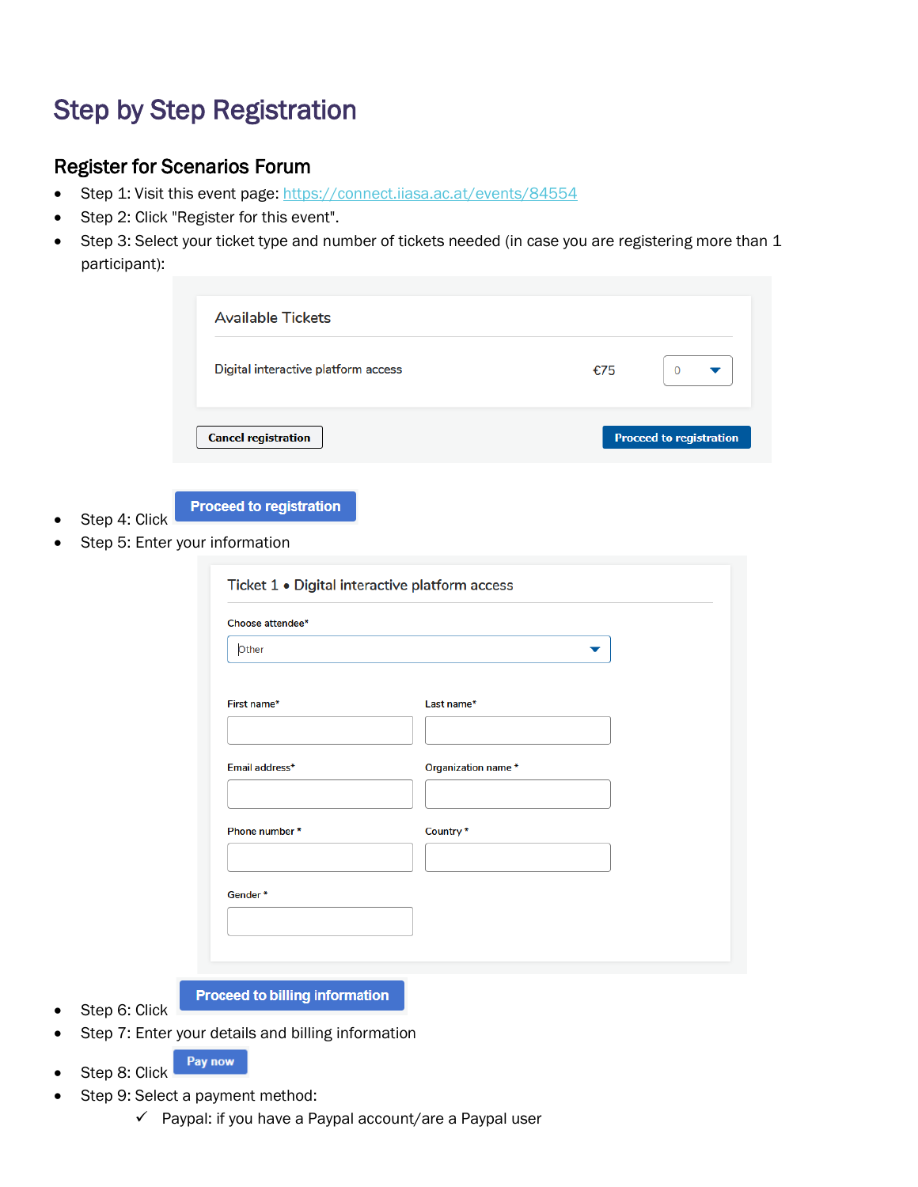# Step by Step Registration

## Register for Scenarios Forum

- Step 1: Visit this event page: https://connect.iiasa.ac.at/events/84554
- Step 2: Click "Register for this event".
- Step 3: Select your ticket type and number of tickets needed (in case you are registering more than 1 participant):

Available Tickets

Digital interactive platform access €75 0

Cancel registration Proceed to registration

- Step 4: Click Proceed to registration
- Step 5: Enter your information

Ticket 1 • Digital interactive platform access

Choose attendee*
Other

First name* Last name*

Email address* Organization name *

Phone number * Country *

Gender *

- Step 6: Click Proceed to billing information
- Step 7: Enter your details and billing information
- Step 8: Click Pay now
- Step 9: Select a payment method:
  - ✓ Paypal: if you have a Paypal account/are a Paypal user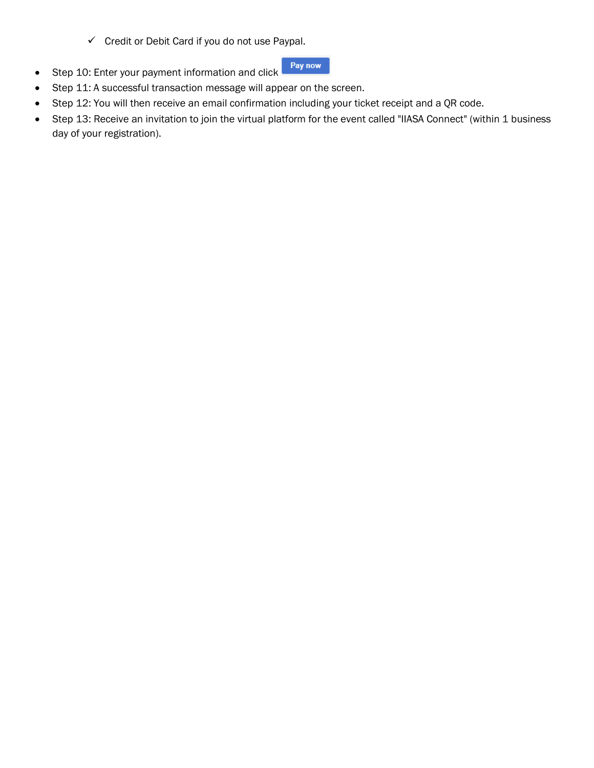- ✓ Credit or Debit Card if you do not use Paypal.

- Step 10: Enter your payment information and click Pay now
- Step 11: A successful transaction message will appear on the screen.
- Step 12: You will then receive an email confirmation including your ticket receipt and a QR code.
- Step 13: Receive an invitation to join the virtual platform for the event called "IIASA Connect" (within 1 business day of your registration).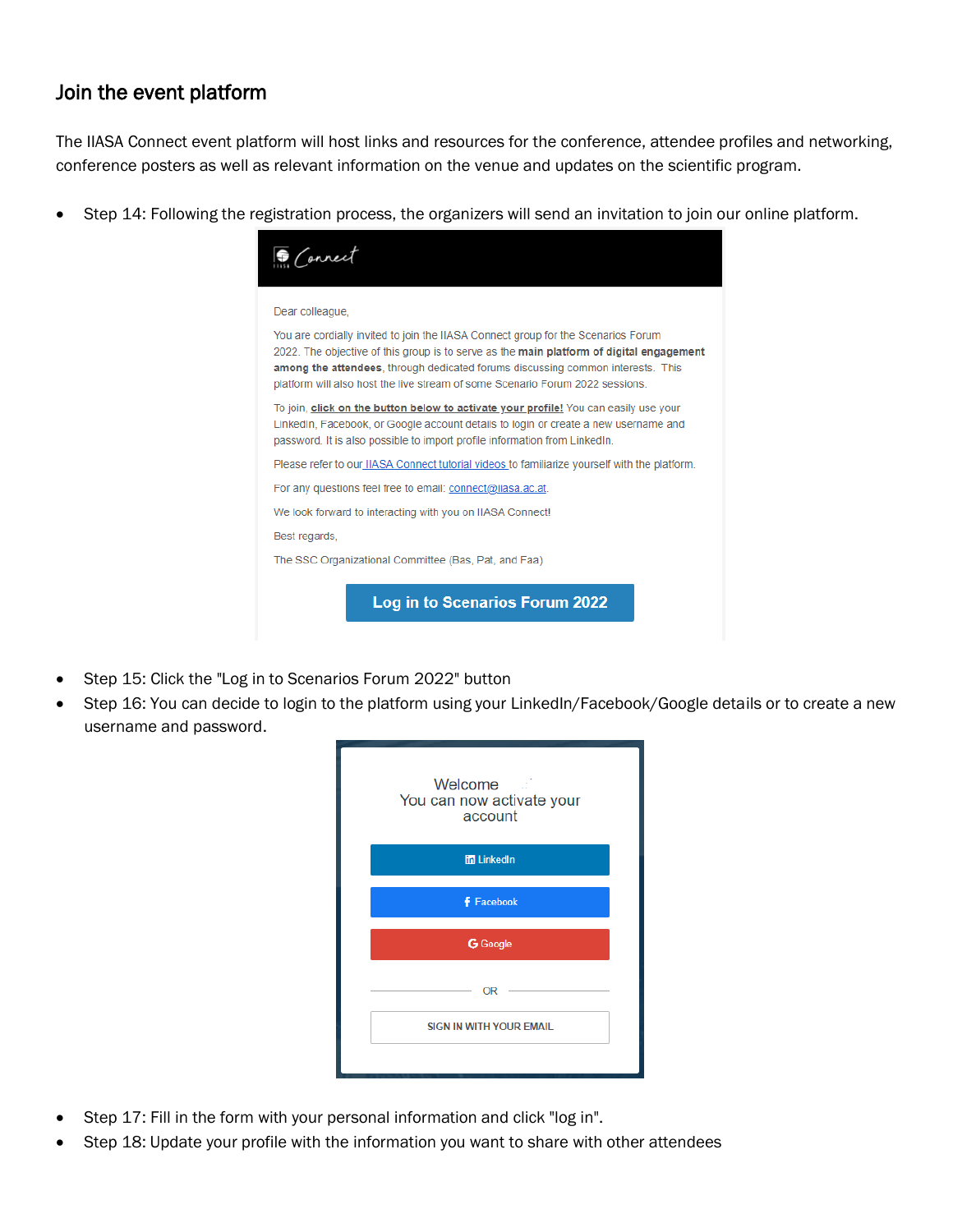## Join the event platform

The IIASA Connect event platform will host links and resources for the conference, attendee profiles and networking, conference posters as well as relevant information on the venue and updates on the scientific program.

- Step 14: Following the registration process, the organizers will send an invitation to join our online platform.

Connect

Dear colleague,

You are cordially invited to join the IIASA Connect group for the Scenarios Forum 2022. The objective of this group is to serve as the **main platform of digital engagement among the attendees**, through dedicated forums discussing common interests. This platform will also host the live stream of some Scenario Forum 2022 sessions.

To join, **click on the button below to activate your profile!** You can easily use your LinkedIn, Facebook, or Google account details to login or create a new username and password. It is also possible to import profile information from LinkedIn.

Please refer to our IIASA Connect tutorial videos to familiarize yourself with the platform.

For any questions feel free to email: connect@iiasa.ac.at.

We look forward to interacting with you on IIASA Connect!

Best regards,

The SSC Organizational Committee (Bas, Pat, and Faa)

**Log in to Scenarios Forum 2022**

- Step 15: Click the "Log in to Scenarios Forum 2022" button
- Step 16: You can decide to login to the platform using your LinkedIn/Facebook/Google details or to create a new username and password.

Welcome
You can now activate your account

LinkedIn

Facebook

Google

OR

SIGN IN WITH YOUR EMAIL

- Step 17: Fill in the form with your personal information and click "log in".
- Step 18: Update your profile with the information you want to share with other attendees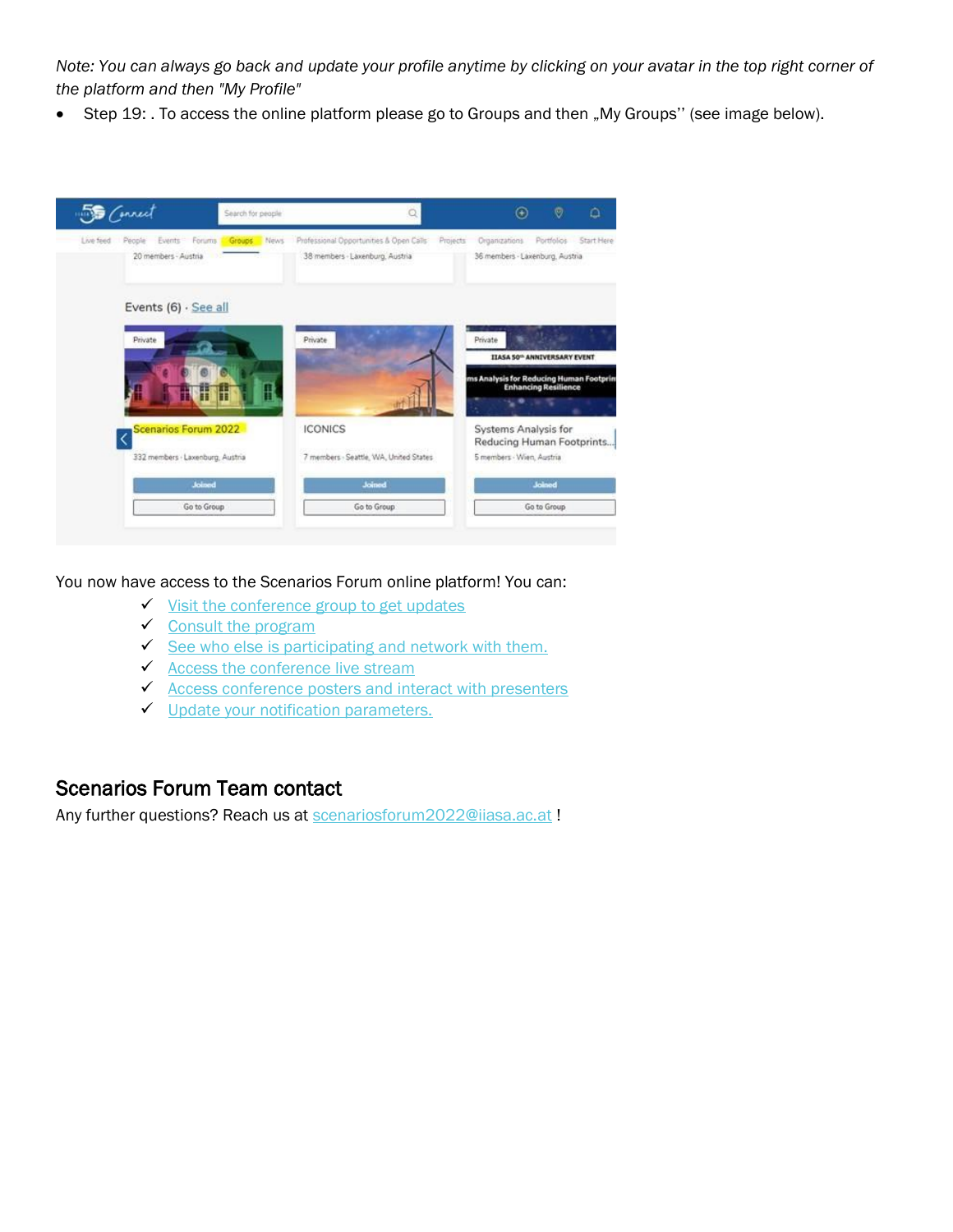*Note: You can always go back and update your profile anytime by clicking on your avatar in the top right corner of the platform and then "My Profile"*

- Step 19: . To access the online platform please go to Groups and then „My Groups'' (see image below).

You now have access to the Scenarios Forum online platform! You can:

- ✓ Visit the conference group to get updates
- ✓ Consult the program
- ✓ See who else is participating and network with them.
- ✓ Access the conference live stream
- ✓ Access conference posters and interact with presenters
- ✓ Update your notification parameters.

## Scenarios Forum Team contact

Any further questions? Reach us at scenariosforum2022@iiasa.ac.at !